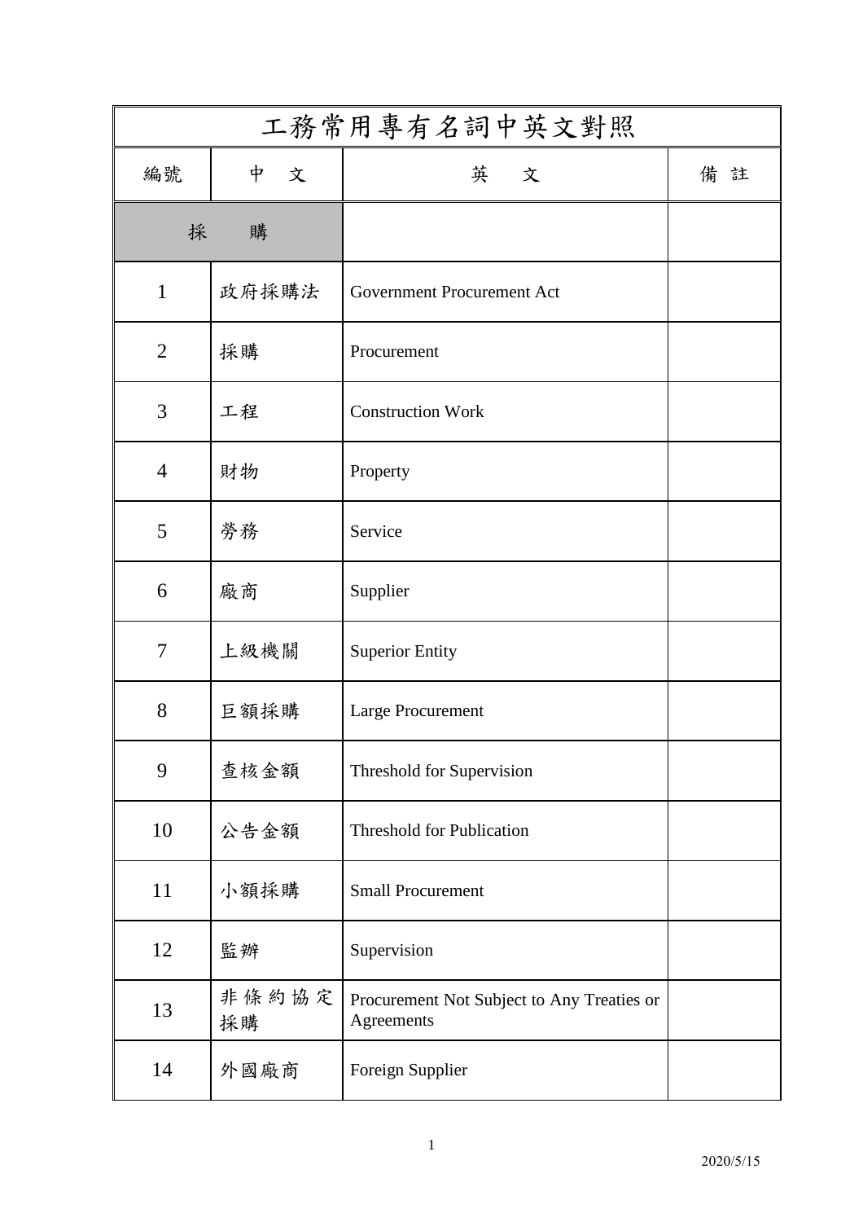| 工務常用專有名詞中英文對照 | | | |
|---|---|---|---|
| 編號 | 中　文 | 英　　文 | 備 註 |
| 採　　購 | | | |
| 1 | 政府採購法 | Government Procurement Act | |
| 2 | 採購 | Procurement | |
| 3 | 工程 | Construction Work | |
| 4 | 財物 | Property | |
| 5 | 勞務 | Service | |
| 6 | 廠商 | Supplier | |
| 7 | 上級機關 | Superior Entity | |
| 8 | 巨額採購 | Large Procurement | |
| 9 | 查核金額 | Threshold for Supervision | |
| 10 | 公告金額 | Threshold for Publication | |
| 11 | 小額採購 | Small Procurement | |
| 12 | 監辦 | Supervision | |
| 13 | 非條約協定採購 | Procurement Not Subject to Any Treaties or Agreements | |
| 14 | 外國廠商 | Foreign Supplier | |

2020/5/15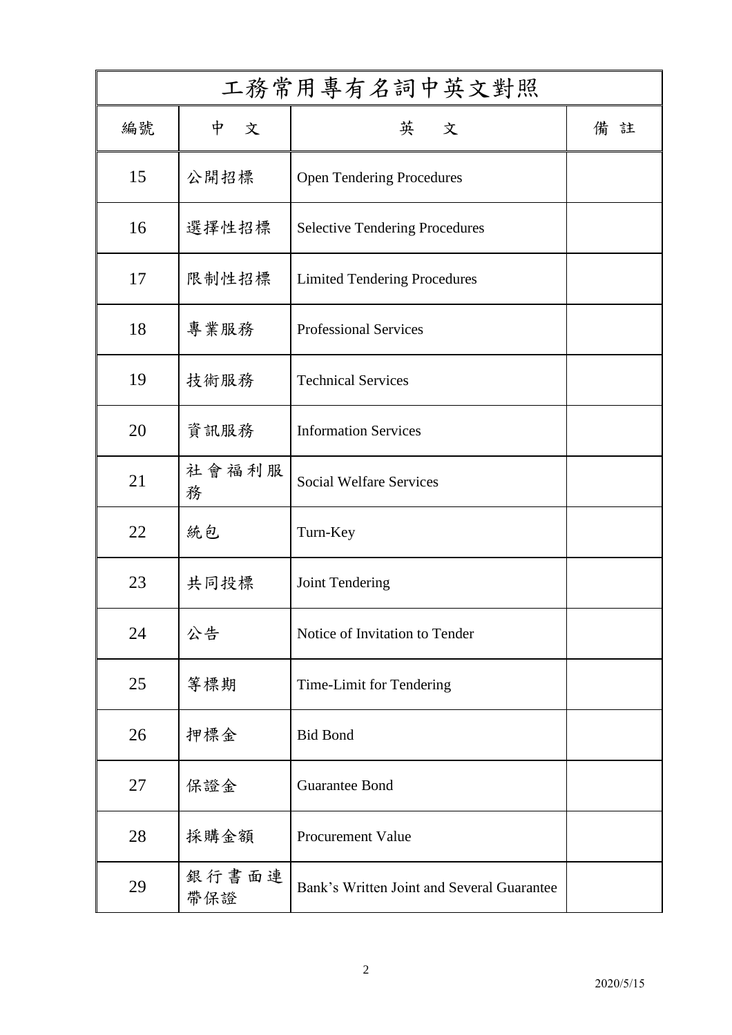| 工務常用專有名詞中英文對照 | | | |
|---|---|---|---|
| 編號 | 中　文 | 英　文 | 備 註 |
| 15 | 公開招標 | Open Tendering Procedures | |
| 16 | 選擇性招標 | Selective Tendering Procedures | |
| 17 | 限制性招標 | Limited Tendering Procedures | |
| 18 | 專業服務 | Professional Services | |
| 19 | 技術服務 | Technical Services | |
| 20 | 資訊服務 | Information Services | |
| 21 | 社會福利服務 | Social Welfare Services | |
| 22 | 統包 | Turn-Key | |
| 23 | 共同投標 | Joint Tendering | |
| 24 | 公告 | Notice of Invitation to Tender | |
| 25 | 等標期 | Time-Limit for Tendering | |
| 26 | 押標金 | Bid Bond | |
| 27 | 保證金 | Guarantee Bond | |
| 28 | 採購金額 | Procurement Value | |
| 29 | 銀行書面連帶保證 | Bank's Written Joint and Several Guarantee | |

2020/5/15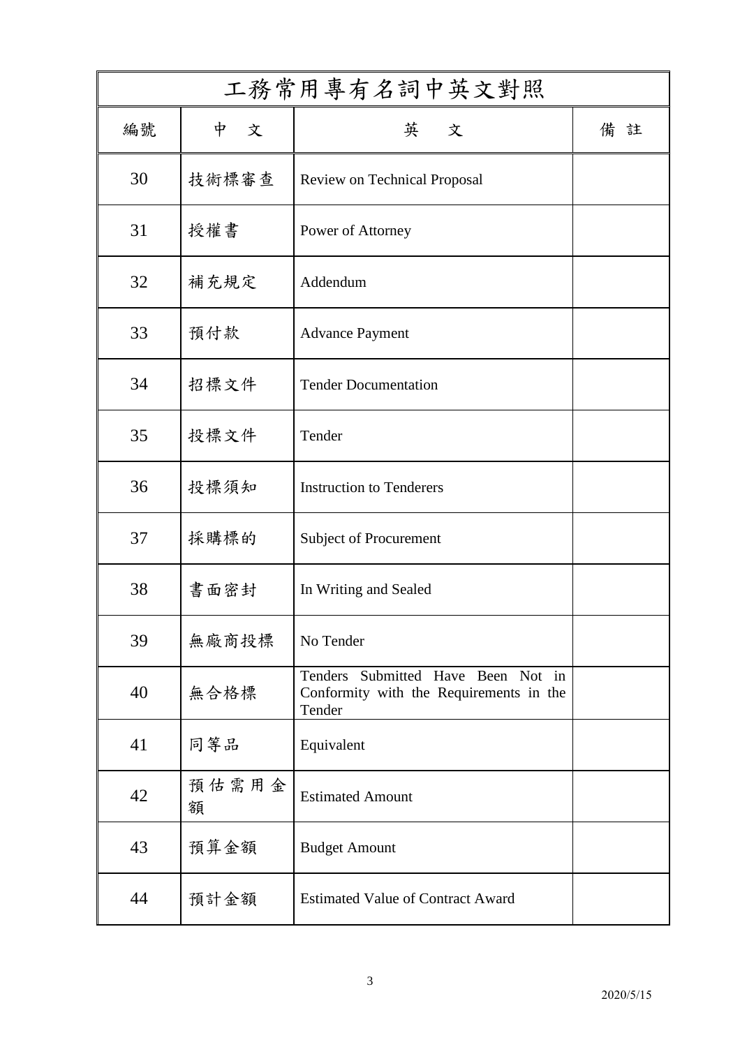# 工務常用專有名詞中英文對照

| 編號 | 中　文 | 英　文 | 備 註 |
| --- | --- | --- | --- |
| 30 | 技術標審查 | Review on Technical Proposal | |
| 31 | 授權書 | Power of Attorney | |
| 32 | 補充規定 | Addendum | |
| 33 | 預付款 | Advance Payment | |
| 34 | 招標文件 | Tender Documentation | |
| 35 | 投標文件 | Tender | |
| 36 | 投標須知 | Instruction to Tenderers | |
| 37 | 採購標的 | Subject of Procurement | |
| 38 | 書面密封 | In Writing and Sealed | |
| 39 | 無廠商投標 | No Tender | |
| 40 | 無合格標 | Tenders Submitted Have Been Not in Conformity with the Requirements in the Tender | |
| 41 | 同等品 | Equivalent | |
| 42 | 預估需用金額 | Estimated Amount | |
| 43 | 預算金額 | Budget Amount | |
| 44 | 預計金額 | Estimated Value of Contract Award | |

2020/5/15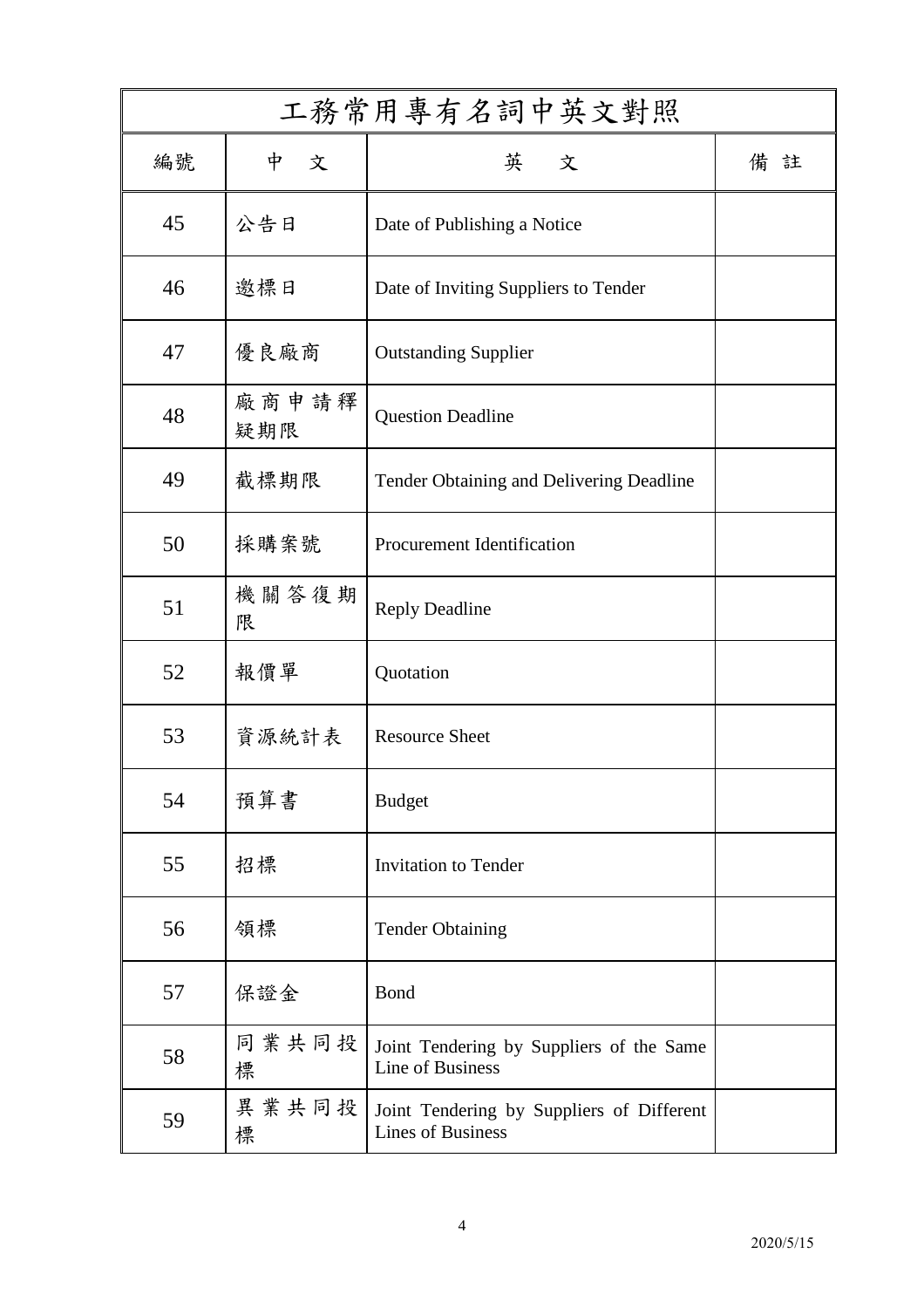| 工務常用專有名詞中英文對照 | | | |
|---|---|---|---|
| 編號 | 中　文 | 英　文 | 備 註 |
| 45 | 公告日 | Date of Publishing a Notice | |
| 46 | 邀標日 | Date of Inviting Suppliers to Tender | |
| 47 | 優良廠商 | Outstanding Supplier | |
| 48 | 廠商申請釋疑期限 | Question Deadline | |
| 49 | 截標期限 | Tender Obtaining and Delivering Deadline | |
| 50 | 採購案號 | Procurement Identification | |
| 51 | 機關答復期限 | Reply Deadline | |
| 52 | 報價單 | Quotation | |
| 53 | 資源統計表 | Resource Sheet | |
| 54 | 預算書 | Budget | |
| 55 | 招標 | Invitation to Tender | |
| 56 | 領標 | Tender Obtaining | |
| 57 | 保證金 | Bond | |
| 58 | 同業共同投標 | Joint Tendering by Suppliers of the Same Line of Business | |
| 59 | 異業共同投標 | Joint Tendering by Suppliers of Different Lines of Business | |

2020/5/15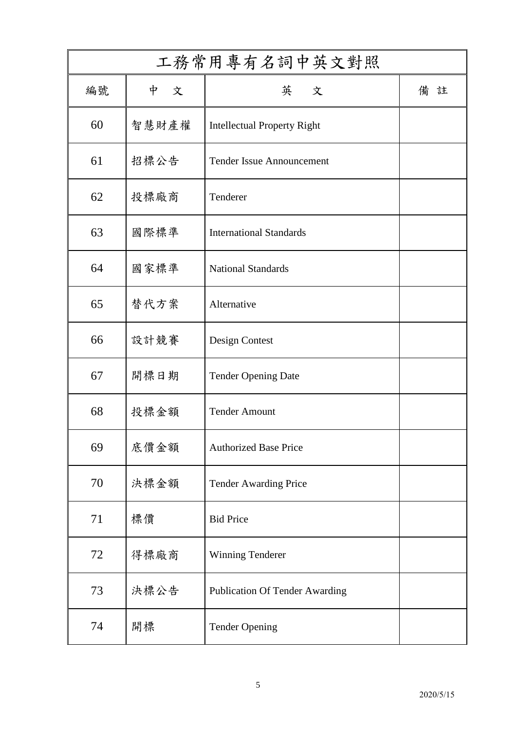| 工務常用專有名詞中英文對照 | | | |
|---|---|---|---|
| 編號 | 中　文 | 英　文 | 備 註 |
| 60 | 智慧財產權 | Intellectual Property Right | |
| 61 | 招標公告 | Tender Issue Announcement | |
| 62 | 投標廠商 | Tenderer | |
| 63 | 國際標準 | International Standards | |
| 64 | 國家標準 | National Standards | |
| 65 | 替代方案 | Alternative | |
| 66 | 設計競賽 | Design Contest | |
| 67 | 開標日期 | Tender Opening Date | |
| 68 | 投標金額 | Tender Amount | |
| 69 | 底價金額 | Authorized Base Price | |
| 70 | 決標金額 | Tender Awarding Price | |
| 71 | 標價 | Bid Price | |
| 72 | 得標廠商 | Winning Tenderer | |
| 73 | 決標公告 | Publication Of Tender Awarding | |
| 74 | 開標 | Tender Opening | |

2020/5/15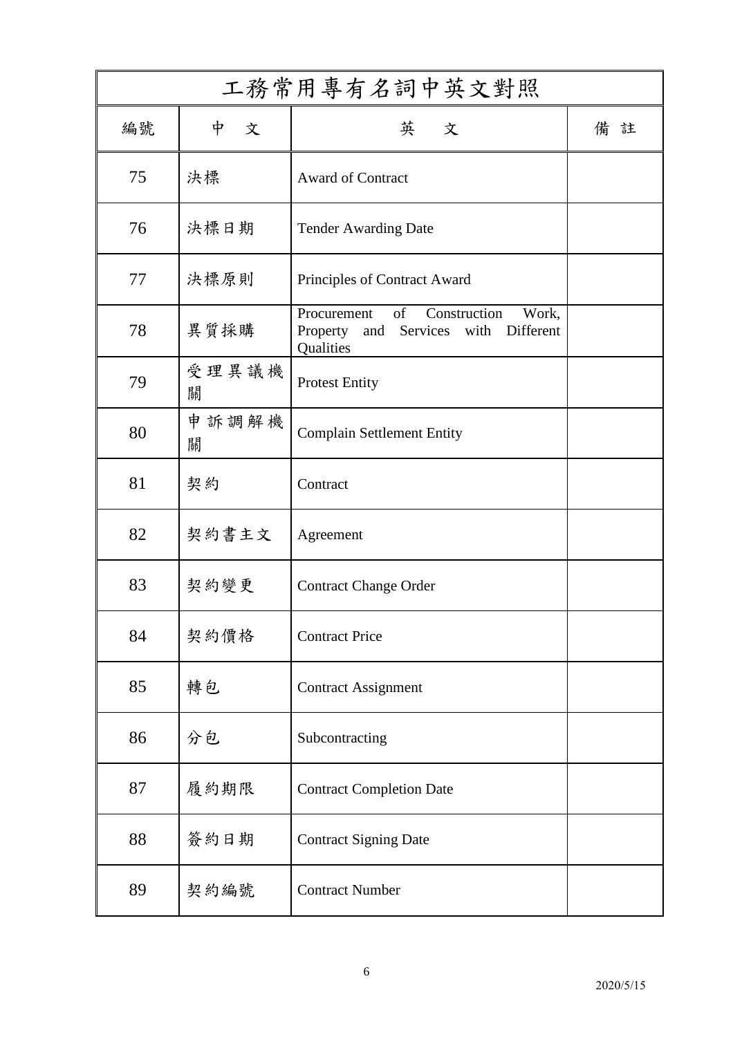| 工務常用專有名詞中英文對照 | | | |
|---|---|---|---|
| 編號 | 中　文 | 英　文 | 備 註 |
| 75 | 決標 | Award of Contract | |
| 76 | 決標日期 | Tender Awarding Date | |
| 77 | 決標原則 | Principles of Contract Award | |
| 78 | 異質採購 | Procurement of Construction Work, Property and Services with Different Qualities | |
| 79 | 受理異議機關 | Protest Entity | |
| 80 | 申訴調解機關 | Complain Settlement Entity | |
| 81 | 契約 | Contract | |
| 82 | 契約書主文 | Agreement | |
| 83 | 契約變更 | Contract Change Order | |
| 84 | 契約價格 | Contract Price | |
| 85 | 轉包 | Contract Assignment | |
| 86 | 分包 | Subcontracting | |
| 87 | 履約期限 | Contract Completion Date | |
| 88 | 簽約日期 | Contract Signing Date | |
| 89 | 契約編號 | Contract Number | |

2020/5/15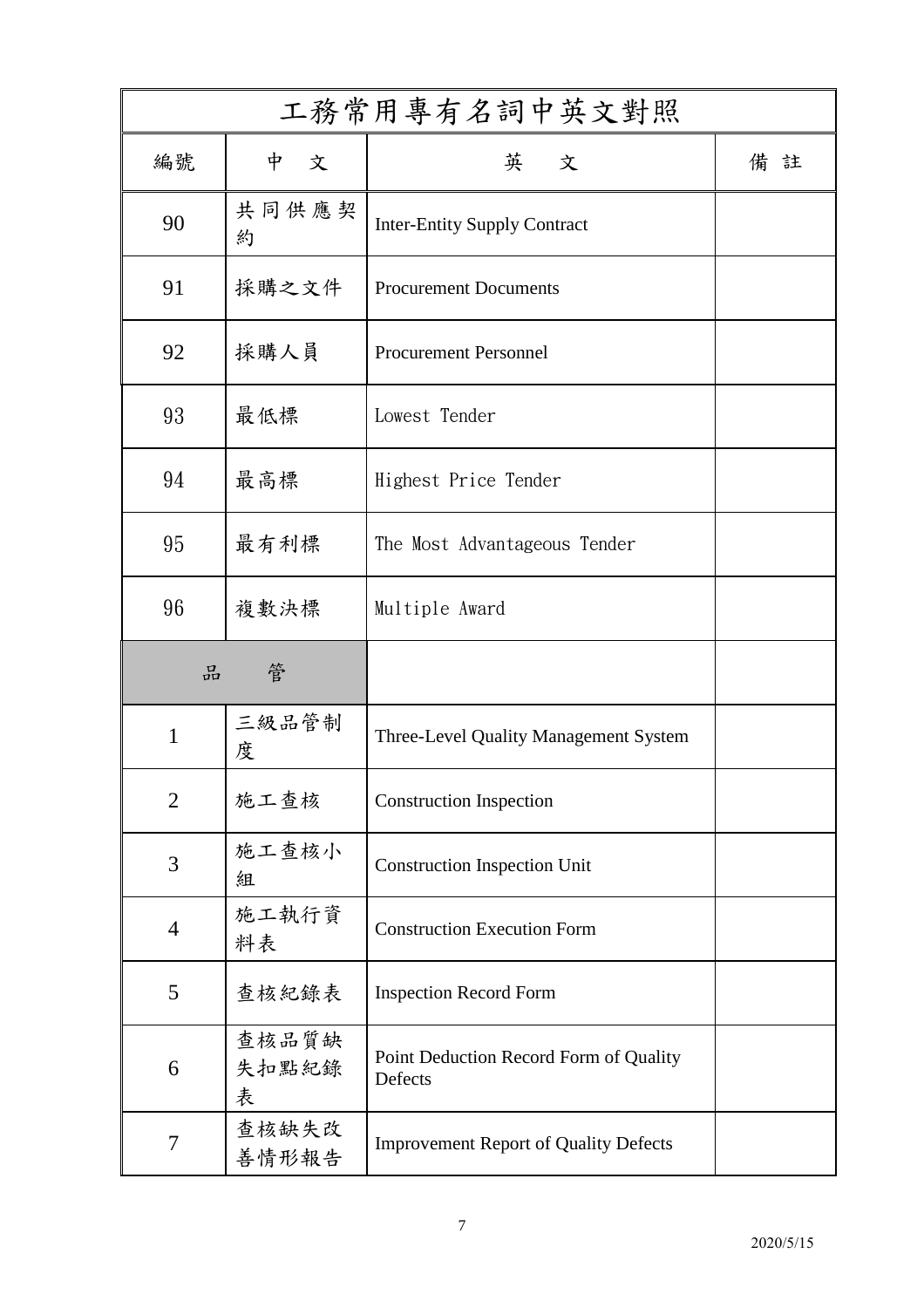| 工務常用專有名詞中英文對照 | | | |
|---|---|---|---|
| 編號 | 中　文 | 英　文 | 備 註 |
| 90 | 共同供應契約 | Inter-Entity Supply Contract | |
| 91 | 採購之文件 | Procurement Documents | |
| 92 | 採購人員 | Procurement Personnel | |
| 93 | 最低標 | Lowest Tender | |
| 94 | 最高標 | Highest Price Tender | |
| 95 | 最有利標 | The Most Advantageous Tender | |
| 96 | 複數決標 | Multiple Award | |
| 品　管 | | | |
| 1 | 三級品管制度 | Three-Level Quality Management System | |
| 2 | 施工查核 | Construction Inspection | |
| 3 | 施工查核小組 | Construction Inspection Unit | |
| 4 | 施工執行資料表 | Construction Execution Form | |
| 5 | 查核紀錄表 | Inspection Record Form | |
| 6 | 查核品質缺失扣點紀錄表 | Point Deduction Record Form of Quality Defects | |
| 7 | 查核缺失改善情形報告 | Improvement Report of Quality Defects | |

2020/5/15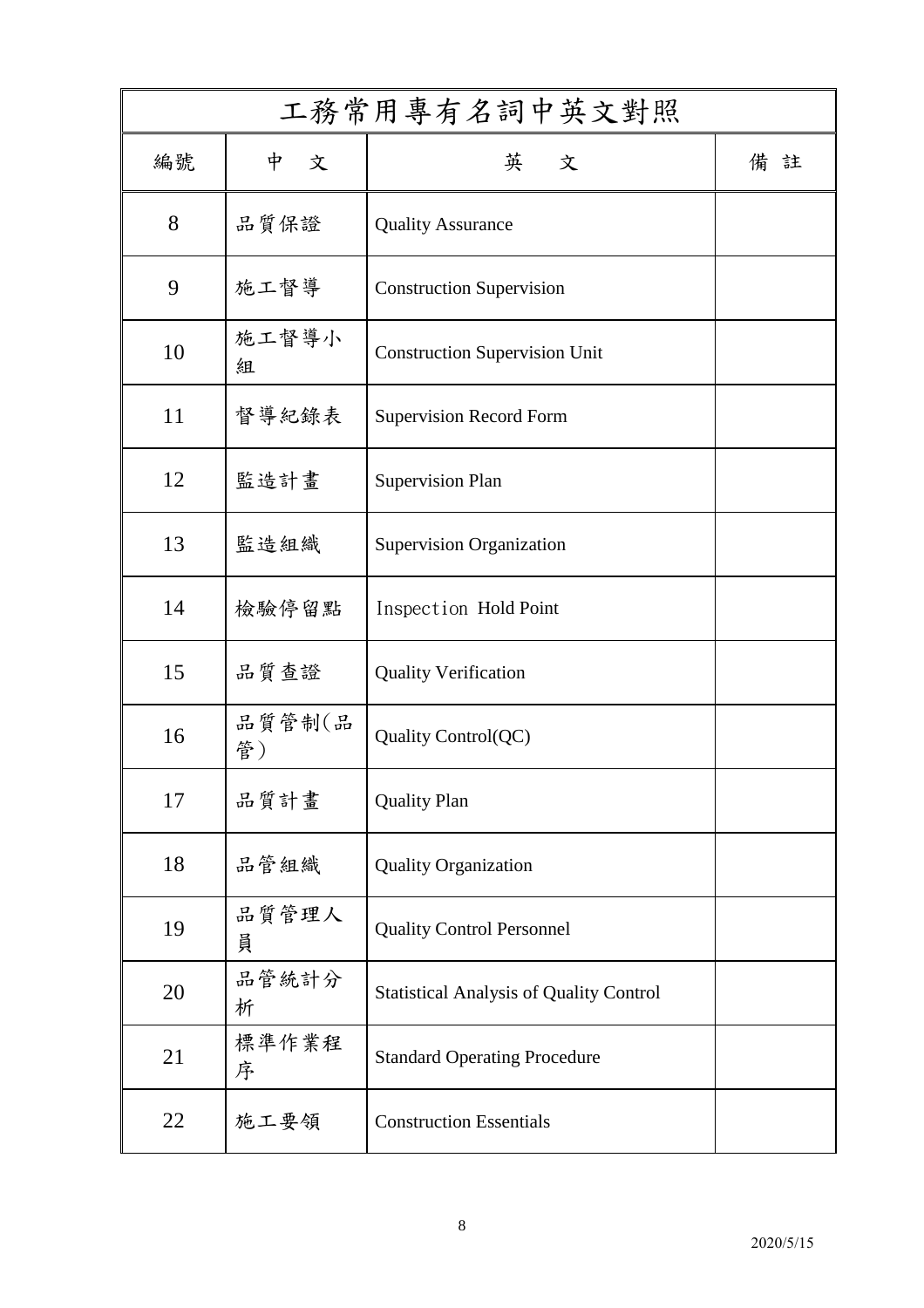| 工務常用專有名詞中英文對照 | | | |
|---|---|---|---|
| 編號 | 中　文 | 英　文 | 備 註 |
| 8 | 品質保證 | Quality Assurance | |
| 9 | 施工督導 | Construction Supervision | |
| 10 | 施工督導小組 | Construction Supervision Unit | |
| 11 | 督導紀錄表 | Supervision Record Form | |
| 12 | 監造計畫 | Supervision Plan | |
| 13 | 監造組織 | Supervision Organization | |
| 14 | 檢驗停留點 | Inspection Hold Point | |
| 15 | 品質查證 | Quality Verification | |
| 16 | 品質管制(品管) | Quality Control(QC) | |
| 17 | 品質計畫 | Quality Plan | |
| 18 | 品管組織 | Quality Organization | |
| 19 | 品質管理人員 | Quality Control Personnel | |
| 20 | 品管統計分析 | Statistical Analysis of Quality Control | |
| 21 | 標準作業程序 | Standard Operating Procedure | |
| 22 | 施工要領 | Construction Essentials | |

2020/5/15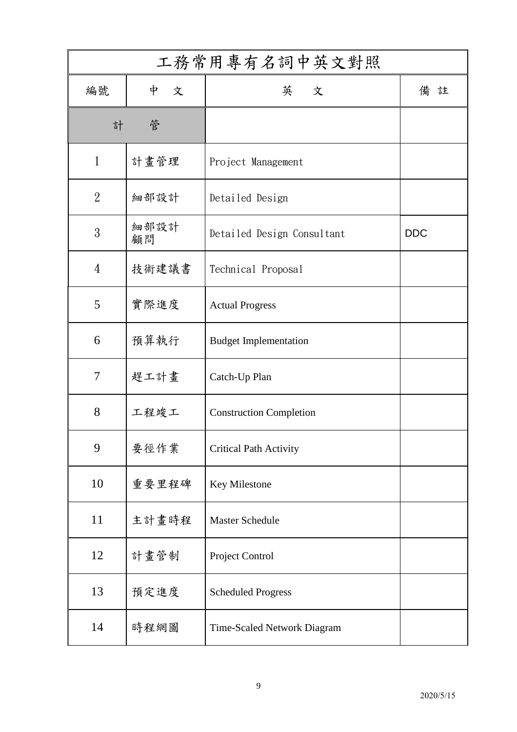| 工務常用專有名詞中英文對照 | | | |
|---|---|---|---|
| 編號 | 中　文 | 英　文 | 備 註 |
| 計　管 | | | |
| 1 | 計畫管理 | Project Management | |
| 2 | 細部設計 | Detailed Design | |
| 3 | 細部設計顧問 | Detailed Design Consultant | DDC |
| 4 | 技術建議書 | Technical Proposal | |
| 5 | 實際進度 | Actual Progress | |
| 6 | 預算執行 | Budget Implementation | |
| 7 | 趕工計畫 | Catch-Up Plan | |
| 8 | 工程竣工 | Construction Completion | |
| 9 | 要徑作業 | Critical Path Activity | |
| 10 | 重要里程碑 | Key Milestone | |
| 11 | 主計畫時程 | Master Schedule | |
| 12 | 計畫管制 | Project Control | |
| 13 | 預定進度 | Scheduled Progress | |
| 14 | 時程網圖 | Time-Scaled Network Diagram | |

2020/5/15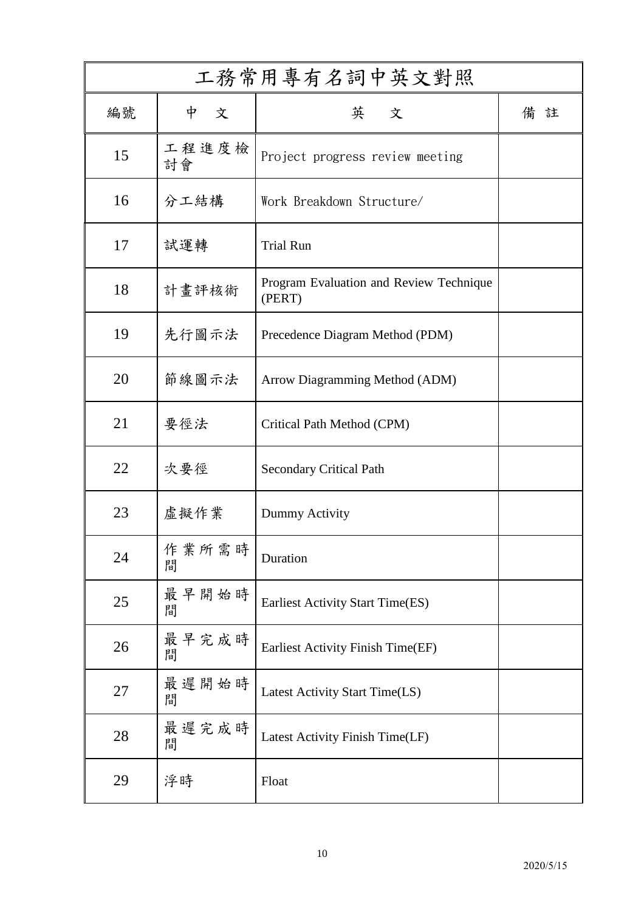| 工務常用專有名詞中英文對照 | | | |
|---|---|---|---|
| 編號 | 中　文 | 英　文 | 備 註 |
| 15 | 工程進度檢討會 | Project progress review meeting | |
| 16 | 分工結構 | Work Breakdown Structure/ | |
| 17 | 試運轉 | Trial Run | |
| 18 | 計畫評核術 | Program Evaluation and Review Technique (PERT) | |
| 19 | 先行圖示法 | Precedence Diagram Method (PDM) | |
| 20 | 節線圖示法 | Arrow Diagramming Method (ADM) | |
| 21 | 要徑法 | Critical Path Method (CPM) | |
| 22 | 次要徑 | Secondary Critical Path | |
| 23 | 虛擬作業 | Dummy Activity | |
| 24 | 作業所需時間 | Duration | |
| 25 | 最早開始時間 | Earliest Activity Start Time(ES) | |
| 26 | 最早完成時間 | Earliest Activity Finish Time(EF) | |
| 27 | 最遲開始時間 | Latest Activity Start Time(LS) | |
| 28 | 最遲完成時間 | Latest Activity Finish Time(LF) | |
| 29 | 浮時 | Float | |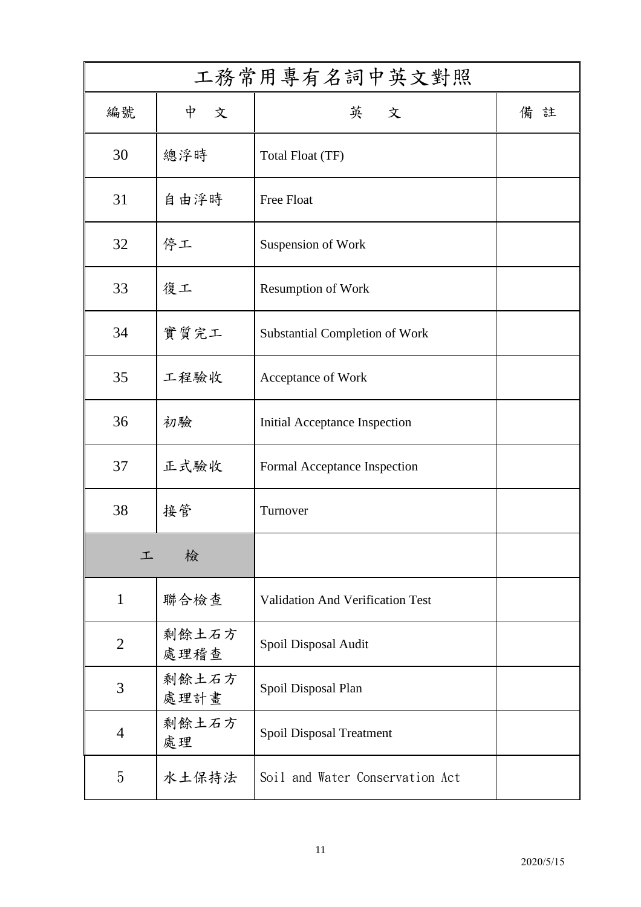| 工務常用專有名詞中英文對照 | | | |
| --- | --- | --- | --- |
| 編號 | 中　文 | 英　文 | 備 註 |
| 30 | 總浮時 | Total Float (TF) | |
| 31 | 自由浮時 | Free Float | |
| 32 | 停工 | Suspension of Work | |
| 33 | 復工 | Resumption of Work | |
| 34 | 實質完工 | Substantial Completion of Work | |
| 35 | 工程驗收 | Acceptance of Work | |
| 36 | 初驗 | Initial Acceptance Inspection | |
| 37 | 正式驗收 | Formal Acceptance Inspection | |
| 38 | 接管 | Turnover | |
| 工　檢 | | | |
| 1 | 聯合檢查 | Validation And Verification Test | |
| 2 | 剩餘土石方處理稽查 | Spoil Disposal Audit | |
| 3 | 剩餘土石方處理計畫 | Spoil Disposal Plan | |
| 4 | 剩餘土石方處理 | Spoil Disposal Treatment | |
| 5 | 水土保持法 | Soil and Water Conservation Act | |

2020/5/15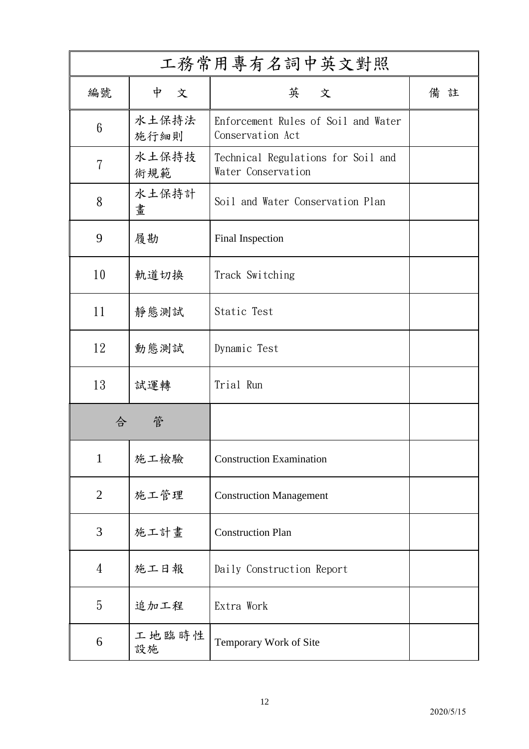| 工務常用專有名詞中英文對照 | | | |
|---|---|---|---|
| 編號 | 中　文 | 英　文 | 備 註 |
| 6 | 水土保持法施行細則 | Enforcement Rules of Soil and Water Conservation Act | |
| 7 | 水土保持技術規範 | Technical Regulations for Soil and Water Conservation | |
| 8 | 水土保持計畫 | Soil and Water Conservation Plan | |
| 9 | 履勘 | Final Inspection | |
| 10 | 軌道切換 | Track Switching | |
| 11 | 靜態測試 | Static Test | |
| 12 | 動態測試 | Dynamic Test | |
| 13 | 試運轉 | Trial Run | |
| 合　管 | | | |
| 1 | 施工檢驗 | Construction Examination | |
| 2 | 施工管理 | Construction Management | |
| 3 | 施工計畫 | Construction Plan | |
| 4 | 施工日報 | Daily Construction Report | |
| 5 | 追加工程 | Extra Work | |
| 6 | 工地臨時性設施 | Temporary Work of Site | |

2020/5/15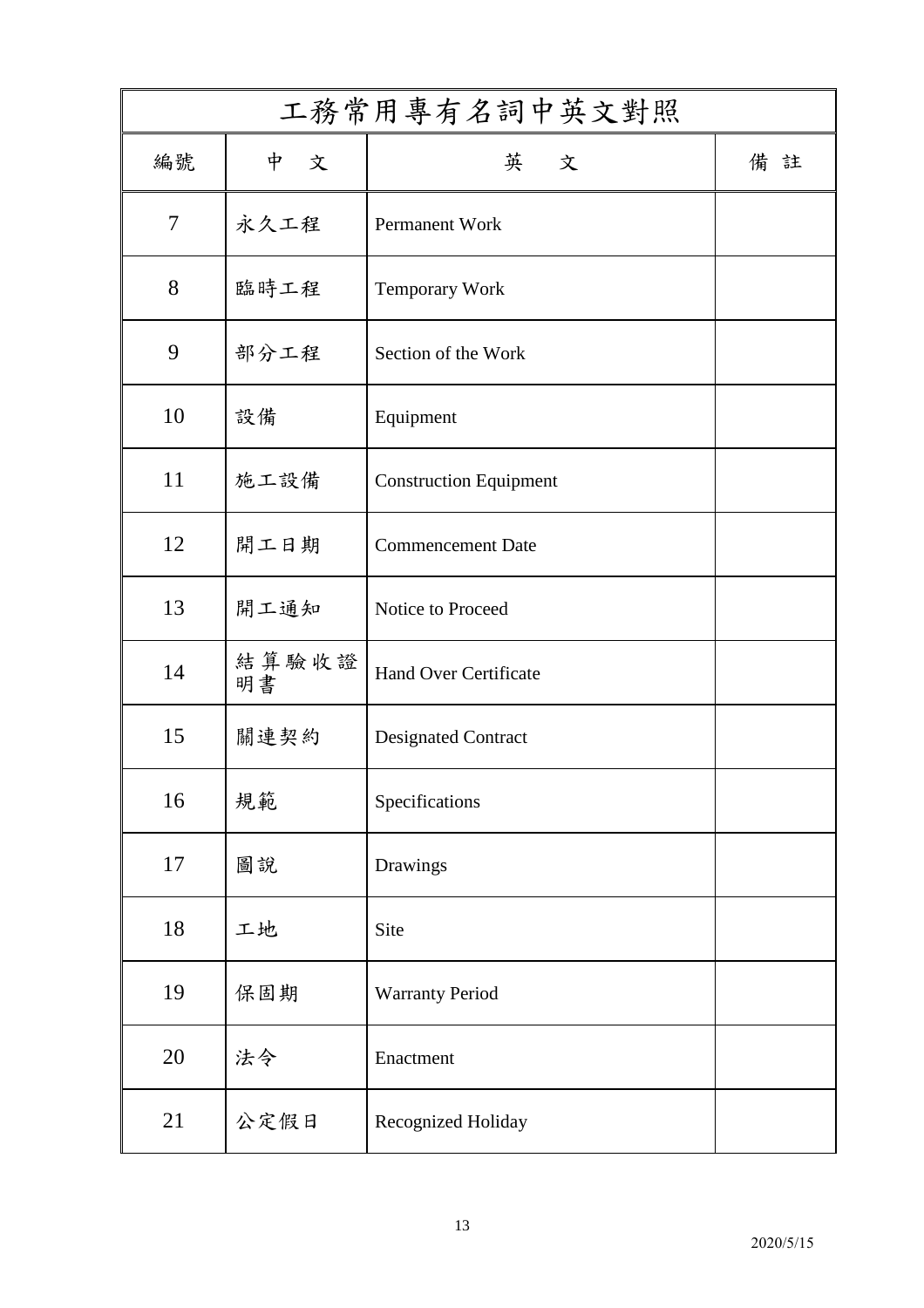| 工務常用專有名詞中英文對照 | | | |
|---|---|---|---|
| 編號 | 中　文 | 英　文 | 備 註 |
| 7 | 永久工程 | Permanent Work | |
| 8 | 臨時工程 | Temporary Work | |
| 9 | 部分工程 | Section of the Work | |
| 10 | 設備 | Equipment | |
| 11 | 施工設備 | Construction Equipment | |
| 12 | 開工日期 | Commencement Date | |
| 13 | 開工通知 | Notice to Proceed | |
| 14 | 結算驗收證明書 | Hand Over Certificate | |
| 15 | 關連契約 | Designated Contract | |
| 16 | 規範 | Specifications | |
| 17 | 圖說 | Drawings | |
| 18 | 工地 | Site | |
| 19 | 保固期 | Warranty Period | |
| 20 | 法令 | Enactment | |
| 21 | 公定假日 | Recognized Holiday | |

2020/5/15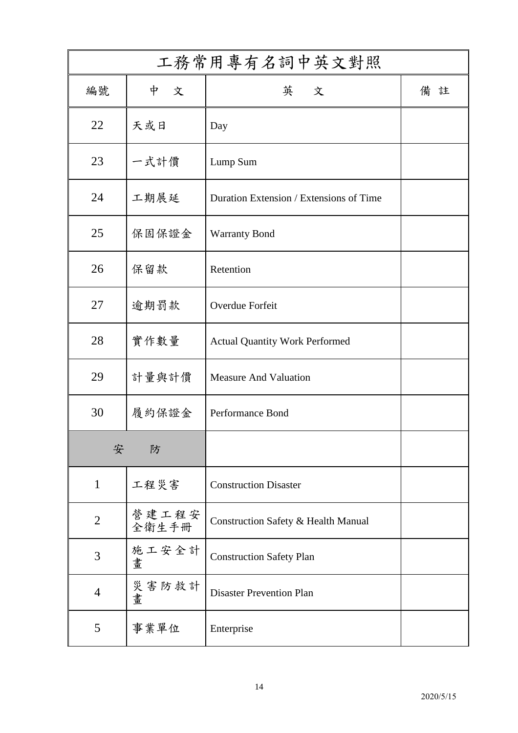| 工務常用專有名詞中英文對照 | | | |
|---|---|---|---|
| 編號 | 中　文 | 英　文 | 備 註 |
| 22 | 天或日 | Day | |
| 23 | 一式計價 | Lump Sum | |
| 24 | 工期展延 | Duration Extension / Extensions of Time | |
| 25 | 保固保證金 | Warranty Bond | |
| 26 | 保留款 | Retention | |
| 27 | 逾期罰款 | Overdue Forfeit | |
| 28 | 實作數量 | Actual Quantity Work Performed | |
| 29 | 計量與計價 | Measure And Valuation | |
| 30 | 履約保證金 | Performance Bond | |
| 安　防 | | | |
| 1 | 工程災害 | Construction Disaster | |
| 2 | 營建工程安全衛生手冊 | Construction Safety & Health Manual | |
| 3 | 施工安全計畫 | Construction Safety Plan | |
| 4 | 災害防救計畫 | Disaster Prevention Plan | |
| 5 | 事業單位 | Enterprise | |

2020/5/15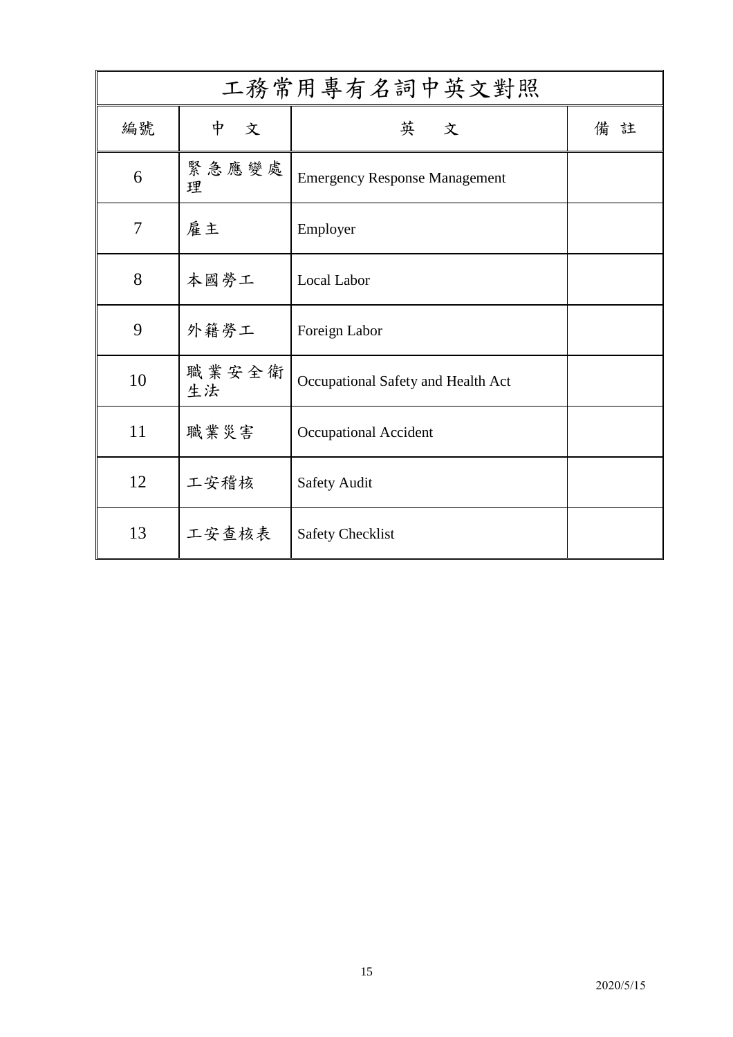| 工務常用專有名詞中英文對照 | | | |
|---|---|---|---|
| 編號 | 中　文 | 英　文 | 備 註 |
| 6 | 緊急應變處理 | Emergency Response Management | |
| 7 | 雇主 | Employer | |
| 8 | 本國勞工 | Local Labor | |
| 9 | 外籍勞工 | Foreign Labor | |
| 10 | 職業安全衛生法 | Occupational Safety and Health Act | |
| 11 | 職業災害 | Occupational Accident | |
| 12 | 工安稽核 | Safety Audit | |
| 13 | 工安查核表 | Safety Checklist | |

2020/5/15